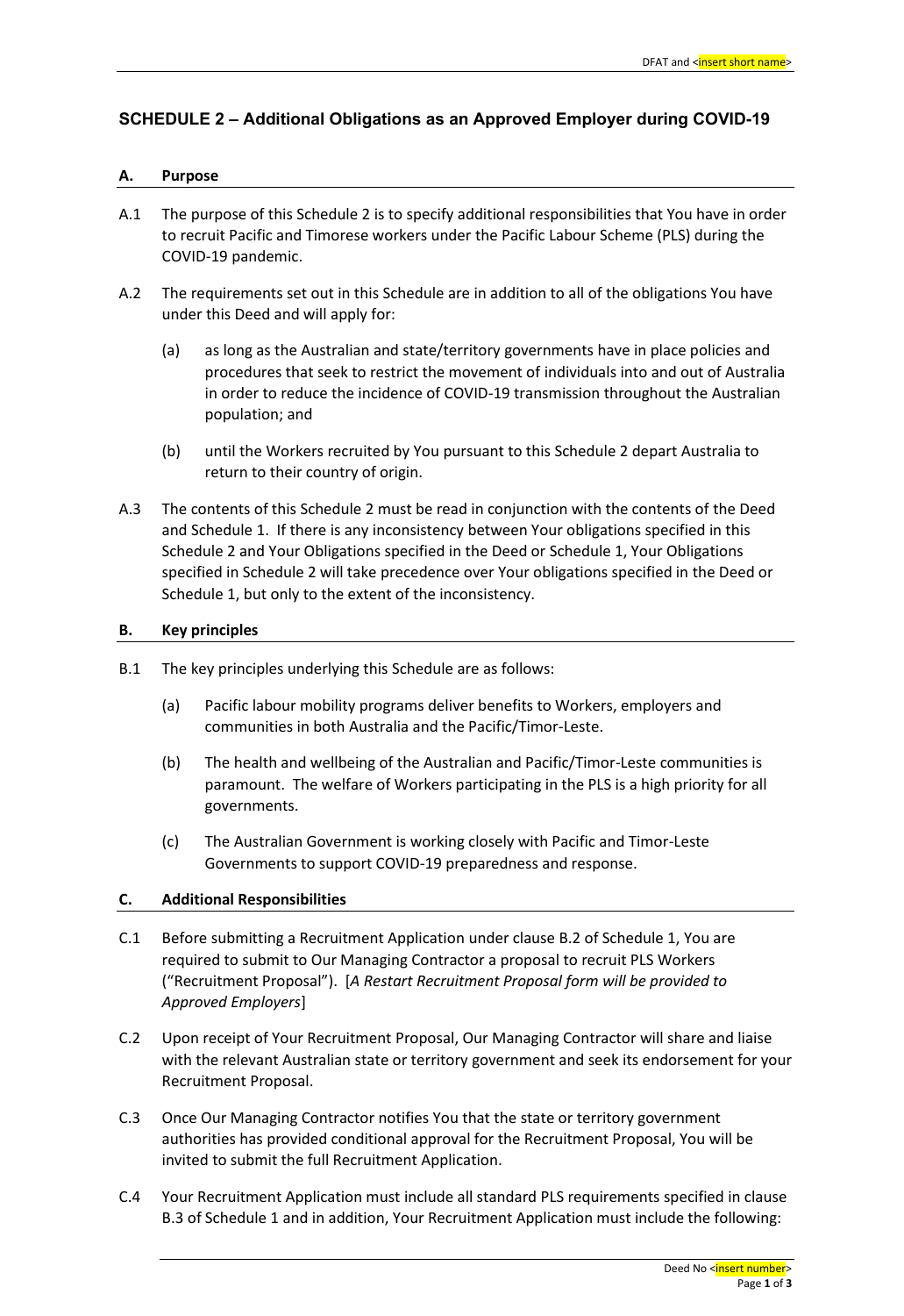## SCHEDULE 2 – Additional Obligations as an Approved Employer during COVID-19

### A. Purpose

A.1 The purpose of this Schedule 2 is to specify additional responsibilities that You have in order to recruit Pacific and Timorese workers under the Pacific Labour Scheme (PLS) during the COVID-19 pandemic.

A.2 The requirements set out in this Schedule are in addition to all of the obligations You have under this Deed and will apply for:

(a) as long as the Australian and state/territory governments have in place policies and procedures that seek to restrict the movement of individuals into and out of Australia in order to reduce the incidence of COVID-19 transmission throughout the Australian population; and

(b) until the Workers recruited by You pursuant to this Schedule 2 depart Australia to return to their country of origin.

A.3 The contents of this Schedule 2 must be read in conjunction with the contents of the Deed and Schedule 1. If there is any inconsistency between Your obligations specified in this Schedule 2 and Your Obligations specified in the Deed or Schedule 1, Your Obligations specified in Schedule 2 will take precedence over Your obligations specified in the Deed or Schedule 1, but only to the extent of the inconsistency.

### B. Key principles

B.1 The key principles underlying this Schedule are as follows:

(a) Pacific labour mobility programs deliver benefits to Workers, employers and communities in both Australia and the Pacific/Timor-Leste.

(b) The health and wellbeing of the Australian and Pacific/Timor-Leste communities is paramount. The welfare of Workers participating in the PLS is a high priority for all governments.

(c) The Australian Government is working closely with Pacific and Timor-Leste Governments to support COVID-19 preparedness and response.

### C. Additional Responsibilities

C.1 Before submitting a Recruitment Application under clause B.2 of Schedule 1, You are required to submit to Our Managing Contractor a proposal to recruit PLS Workers ("Recruitment Proposal"). [*A Restart Recruitment Proposal form will be provided to Approved Employers*]

C.2 Upon receipt of Your Recruitment Proposal, Our Managing Contractor will share and liaise with the relevant Australian state or territory government and seek its endorsement for your Recruitment Proposal.

C.3 Once Our Managing Contractor notifies You that the state or territory government authorities has provided conditional approval for the Recruitment Proposal, You will be invited to submit the full Recruitment Application.

C.4 Your Recruitment Application must include all standard PLS requirements specified in clause B.3 of Schedule 1 and in addition, Your Recruitment Application must include the following: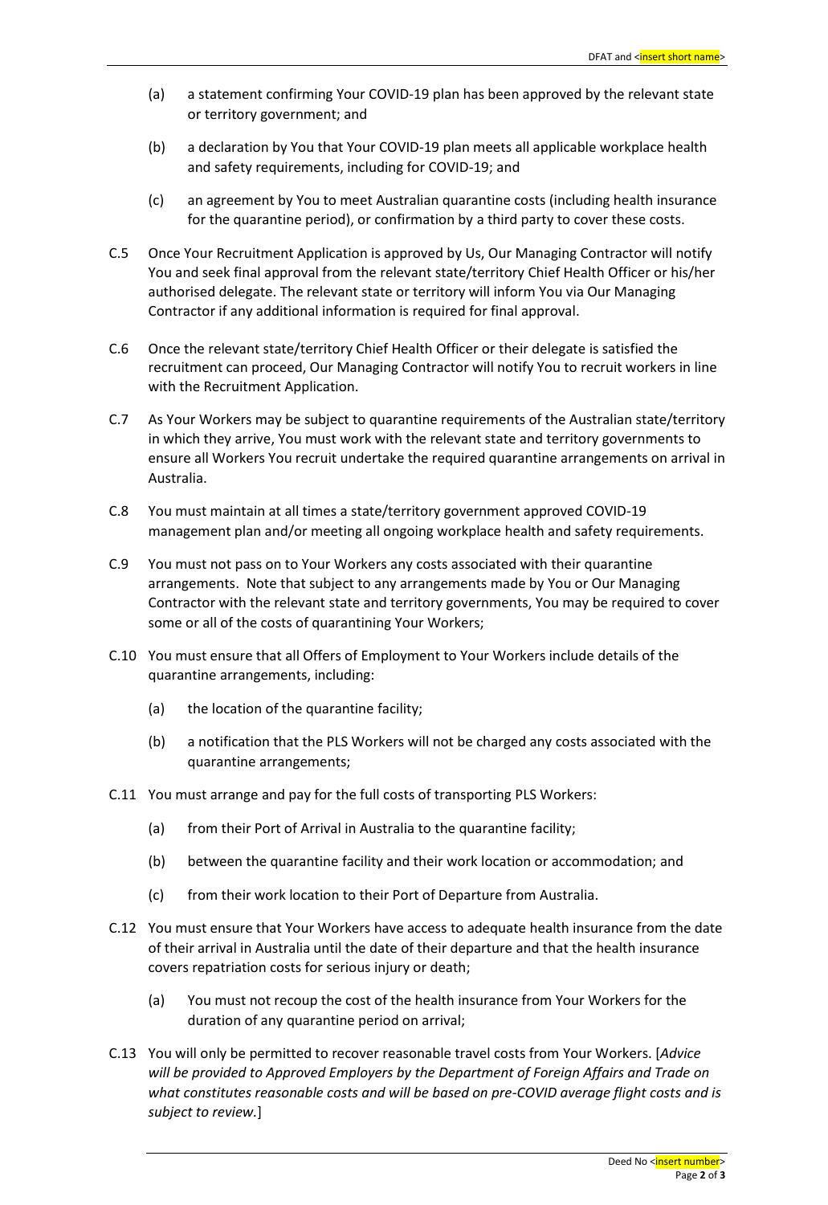(a) a statement confirming Your COVID-19 plan has been approved by the relevant state or territory government; and

(b) a declaration by You that Your COVID-19 plan meets all applicable workplace health and safety requirements, including for COVID-19; and

(c) an agreement by You to meet Australian quarantine costs (including health insurance for the quarantine period), or confirmation by a third party to cover these costs.

C.5 Once Your Recruitment Application is approved by Us, Our Managing Contractor will notify You and seek final approval from the relevant state/territory Chief Health Officer or his/her authorised delegate. The relevant state or territory will inform You via Our Managing Contractor if any additional information is required for final approval.

C.6 Once the relevant state/territory Chief Health Officer or their delegate is satisfied the recruitment can proceed, Our Managing Contractor will notify You to recruit workers in line with the Recruitment Application.

C.7 As Your Workers may be subject to quarantine requirements of the Australian state/territory in which they arrive, You must work with the relevant state and territory governments to ensure all Workers You recruit undertake the required quarantine arrangements on arrival in Australia.

C.8 You must maintain at all times a state/territory government approved COVID-19 management plan and/or meeting all ongoing workplace health and safety requirements.

C.9 You must not pass on to Your Workers any costs associated with their quarantine arrangements. Note that subject to any arrangements made by You or Our Managing Contractor with the relevant state and territory governments, You may be required to cover some or all of the costs of quarantining Your Workers;

C.10 You must ensure that all Offers of Employment to Your Workers include details of the quarantine arrangements, including:

(a) the location of the quarantine facility;

(b) a notification that the PLS Workers will not be charged any costs associated with the quarantine arrangements;

C.11 You must arrange and pay for the full costs of transporting PLS Workers:

(a) from their Port of Arrival in Australia to the quarantine facility;

(b) between the quarantine facility and their work location or accommodation; and

(c) from their work location to their Port of Departure from Australia.

C.12 You must ensure that Your Workers have access to adequate health insurance from the date of their arrival in Australia until the date of their departure and that the health insurance covers repatriation costs for serious injury or death;

(a) You must not recoup the cost of the health insurance from Your Workers for the duration of any quarantine period on arrival;

C.13 You will only be permitted to recover reasonable travel costs from Your Workers. [*Advice will be provided to Approved Employers by the Department of Foreign Affairs and Trade on what constitutes reasonable costs and will be based on pre-COVID average flight costs and is subject to review.*]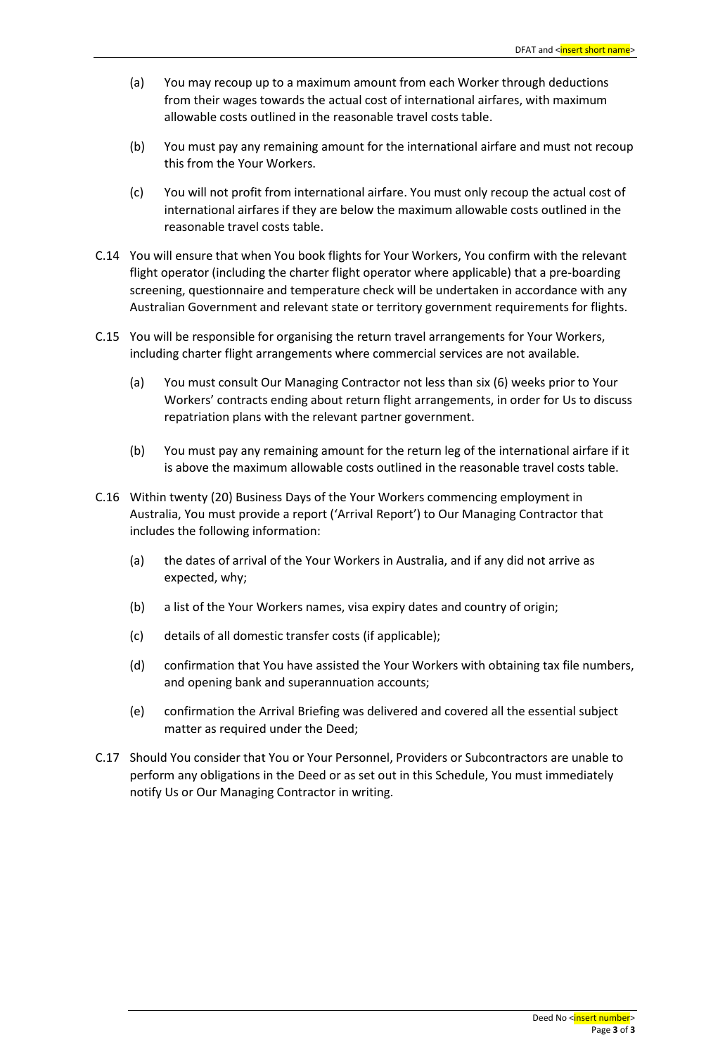(a) You may recoup up to a maximum amount from each Worker through deductions from their wages towards the actual cost of international airfares, with maximum allowable costs outlined in the reasonable travel costs table.

(b) You must pay any remaining amount for the international airfare and must not recoup this from the Your Workers.

(c) You will not profit from international airfare. You must only recoup the actual cost of international airfares if they are below the maximum allowable costs outlined in the reasonable travel costs table.

C.14 You will ensure that when You book flights for Your Workers, You confirm with the relevant flight operator (including the charter flight operator where applicable) that a pre-boarding screening, questionnaire and temperature check will be undertaken in accordance with any Australian Government and relevant state or territory government requirements for flights.

C.15 You will be responsible for organising the return travel arrangements for Your Workers, including charter flight arrangements where commercial services are not available.

(a) You must consult Our Managing Contractor not less than six (6) weeks prior to Your Workers' contracts ending about return flight arrangements, in order for Us to discuss repatriation plans with the relevant partner government.

(b) You must pay any remaining amount for the return leg of the international airfare if it is above the maximum allowable costs outlined in the reasonable travel costs table.

C.16 Within twenty (20) Business Days of the Your Workers commencing employment in Australia, You must provide a report ('Arrival Report') to Our Managing Contractor that includes the following information:

(a) the dates of arrival of the Your Workers in Australia, and if any did not arrive as expected, why;

(b) a list of the Your Workers names, visa expiry dates and country of origin;

(c) details of all domestic transfer costs (if applicable);

(d) confirmation that You have assisted the Your Workers with obtaining tax file numbers, and opening bank and superannuation accounts;

(e) confirmation the Arrival Briefing was delivered and covered all the essential subject matter as required under the Deed;

C.17 Should You consider that You or Your Personnel, Providers or Subcontractors are unable to perform any obligations in the Deed or as set out in this Schedule, You must immediately notify Us or Our Managing Contractor in writing.